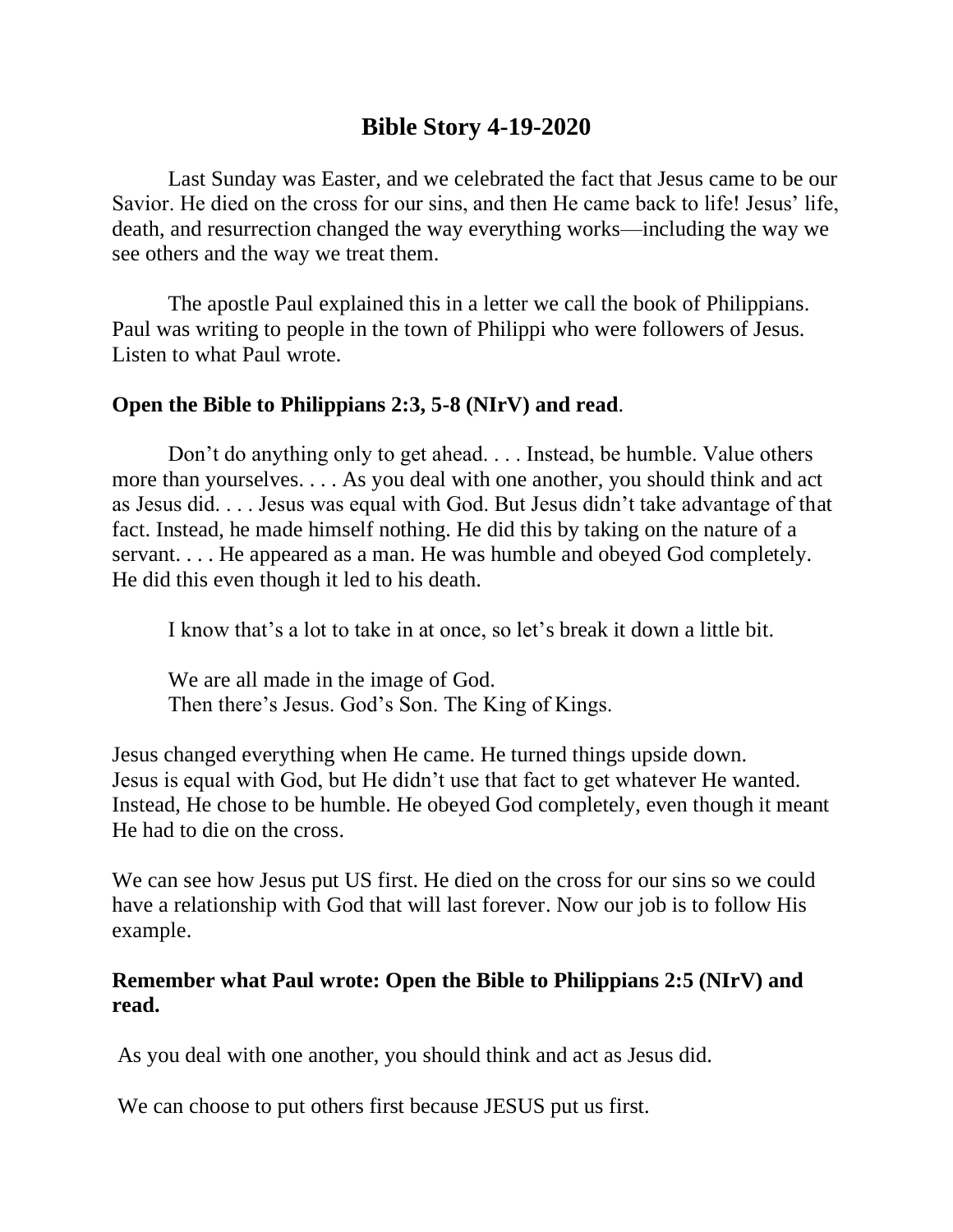# Bible Story 4-19-2020

Last Sunday was Easter, and we celebrated the fact that Jesus came to be our Savior. He died on the cross for our sins, and then He came back to life! Jesus' life, death, and resurrection changed the way everything works—including the way we see others and the way we treat them.

The apostle Paul explained this in a letter we call the book of Philippians. Paul was writing to people in the town of Philippi who were followers of Jesus. Listen to what Paul wrote.

**Open the Bible to Philippians 2:3, 5-8 (NIrV) and read**.

Don't do anything only to get ahead. . . . Instead, be humble. Value others more than yourselves. . . . As you deal with one another, you should think and act as Jesus did. . . . Jesus was equal with God. But Jesus didn't take advantage of that fact. Instead, he made himself nothing. He did this by taking on the nature of a servant. . . . He appeared as a man. He was humble and obeyed God completely. He did this even though it led to his death.

I know that's a lot to take in at once, so let's break it down a little bit.

We are all made in the image of God.
Then there's Jesus. God's Son. The King of Kings.

Jesus changed everything when He came. He turned things upside down.
Jesus is equal with God, but He didn't use that fact to get whatever He wanted. Instead, He chose to be humble. He obeyed God completely, even though it meant He had to die on the cross.

We can see how Jesus put US first. He died on the cross for our sins so we could have a relationship with God that will last forever. Now our job is to follow His example.

**Remember what Paul wrote: Open the Bible to Philippians 2:5 (NIrV) and read.**

As you deal with one another, you should think and act as Jesus did.

We can choose to put others first because JESUS put us first.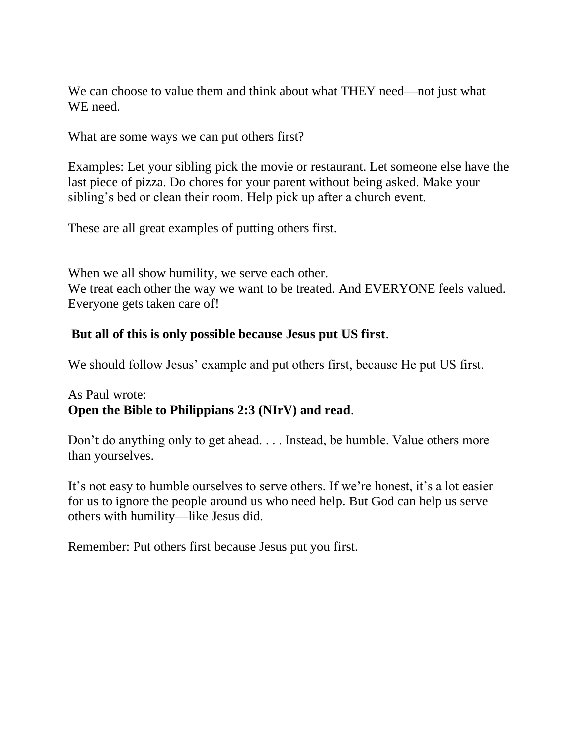We can choose to value them and think about what THEY need—not just what WE need.

What are some ways we can put others first?

Examples: Let your sibling pick the movie or restaurant. Let someone else have the last piece of pizza. Do chores for your parent without being asked. Make your sibling's bed or clean their room. Help pick up after a church event.

These are all great examples of putting others first.

When we all show humility, we serve each other.
We treat each other the way we want to be treated. And EVERYONE feels valued. Everyone gets taken care of!

**But all of this is only possible because Jesus put US first**.

We should follow Jesus' example and put others first, because He put US first.

As Paul wrote:
**Open the Bible to Philippians 2:3 (NIrV) and read**.

Don't do anything only to get ahead. . . . Instead, be humble. Value others more than yourselves.

It's not easy to humble ourselves to serve others. If we're honest, it's a lot easier for us to ignore the people around us who need help. But God can help us serve others with humility—like Jesus did.

Remember: Put others first because Jesus put you first.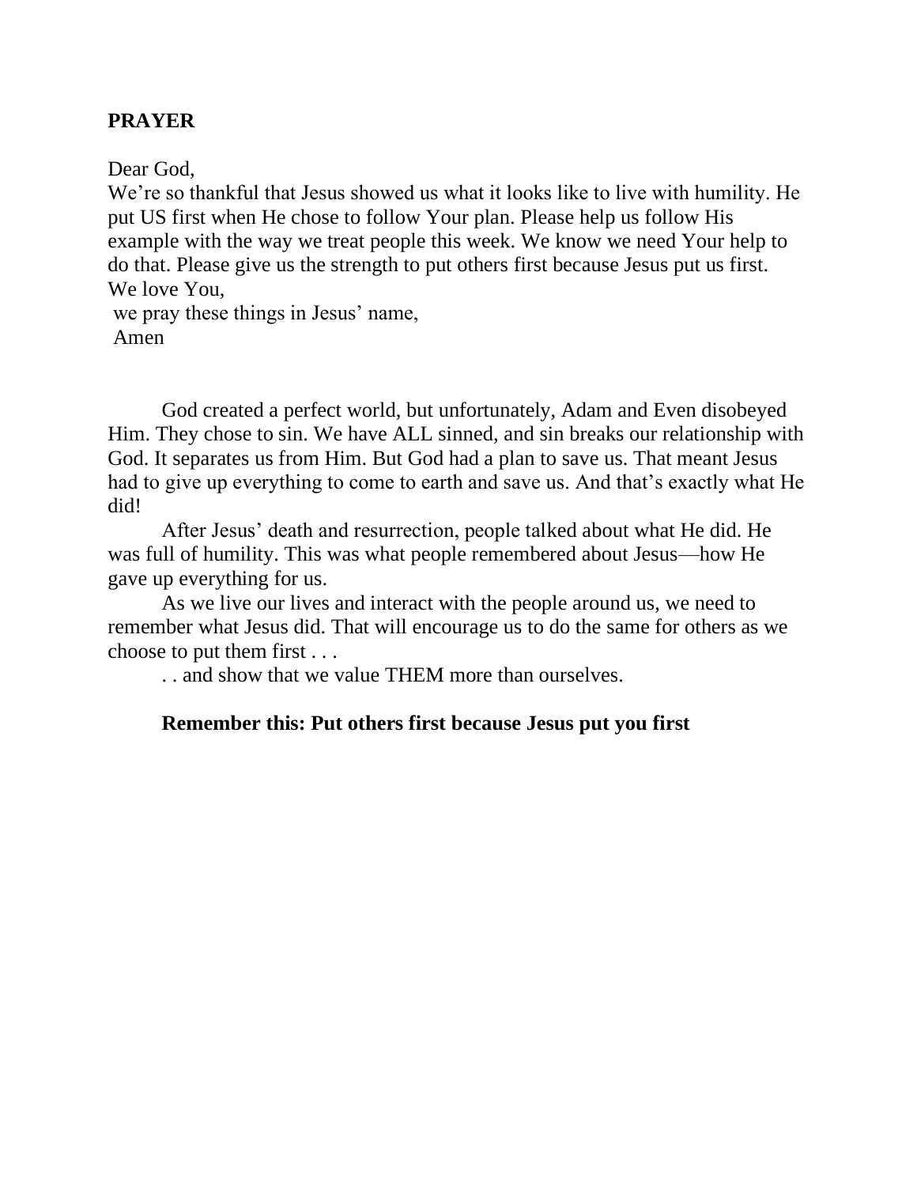**PRAYER**

Dear God,
We're so thankful that Jesus showed us what it looks like to live with humility. He put US first when He chose to follow Your plan. Please help us follow His example with the way we treat people this week. We know we need Your help to do that. Please give us the strength to put others first because Jesus put us first.
We love You,
we pray these things in Jesus' name,
Amen

God created a perfect world, but unfortunately, Adam and Even disobeyed Him. They chose to sin. We have ALL sinned, and sin breaks our relationship with God. It separates us from Him. But God had a plan to save us. That meant Jesus had to give up everything to come to earth and save us. And that's exactly what He did!

After Jesus' death and resurrection, people talked about what He did. He was full of humility. This was what people remembered about Jesus—how He gave up everything for us.

As we live our lives and interact with the people around us, we need to remember what Jesus did. That will encourage us to do the same for others as we choose to put them first . . .

. . and show that we value THEM more than ourselves.

**Remember this: Put others first because Jesus put you first**